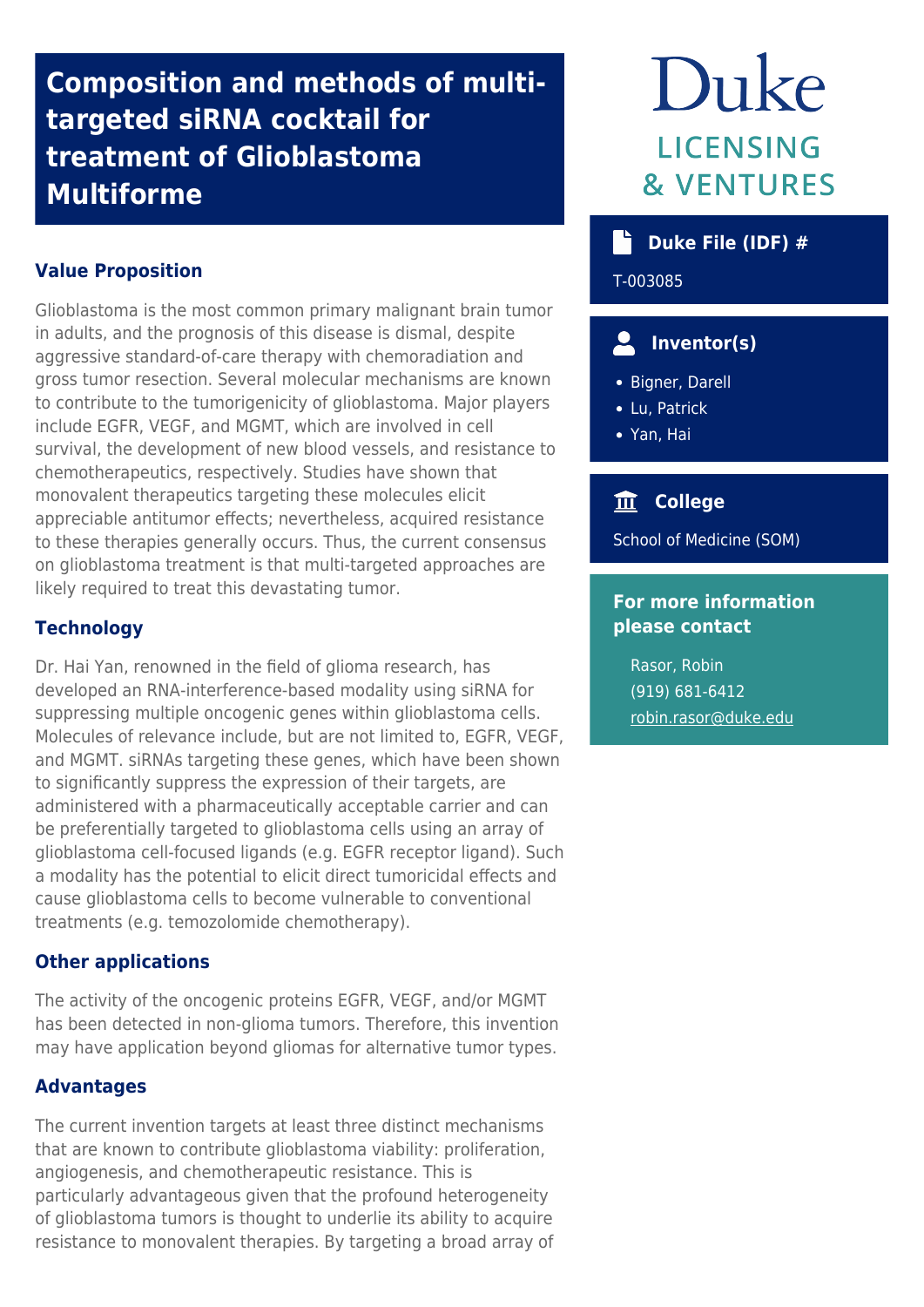# Composition and methods of multi-targeted siRNA cocktail for treatment of Glioblastoma Multiforme

Duke LICENSING & VENTURES

## Value Proposition

Glioblastoma is the most common primary malignant brain tumor in adults, and the prognosis of this disease is dismal, despite aggressive standard-of-care therapy with chemoradiation and gross tumor resection. Several molecular mechanisms are known to contribute to the tumorigenicity of glioblastoma. Major players include EGFR, VEGF, and MGMT, which are involved in cell survival, the development of new blood vessels, and resistance to chemotherapeutics, respectively. Studies have shown that monovalent therapeutics targeting these molecules elicit appreciable antitumor effects; nevertheless, acquired resistance to these therapies generally occurs. Thus, the current consensus on glioblastoma treatment is that multi-targeted approaches are likely required to treat this devastating tumor.

## Technology

Dr. Hai Yan, renowned in the field of glioma research, has developed an RNA-interference-based modality using siRNA for suppressing multiple oncogenic genes within glioblastoma cells. Molecules of relevance include, but are not limited to, EGFR, VEGF, and MGMT. siRNAs targeting these genes, which have been shown to significantly suppress the expression of their targets, are administered with a pharmaceutically acceptable carrier and can be preferentially targeted to glioblastoma cells using an array of glioblastoma cell-focused ligands (e.g. EGFR receptor ligand). Such a modality has the potential to elicit direct tumoricidal effects and cause glioblastoma cells to become vulnerable to conventional treatments (e.g. temozolomide chemotherapy).

## Other applications

The activity of the oncogenic proteins EGFR, VEGF, and/or MGMT has been detected in non-glioma tumors. Therefore, this invention may have application beyond gliomas for alternative tumor types.

## Advantages

The current invention targets at least three distinct mechanisms that are known to contribute glioblastoma viability: proliferation, angiogenesis, and chemotherapeutic resistance. This is particularly advantageous given that the profound heterogeneity of glioblastoma tumors is thought to underlie its ability to acquire resistance to monovalent therapies. By targeting a broad array of

### Duke File (IDF) #

T-003085

### Inventor(s)

- Bigner, Darell
- Lu, Patrick
- Yan, Hai

### College

School of Medicine (SOM)

### For more information please contact

Rasor, Robin
(919) 681-6412
robin.rasor@duke.edu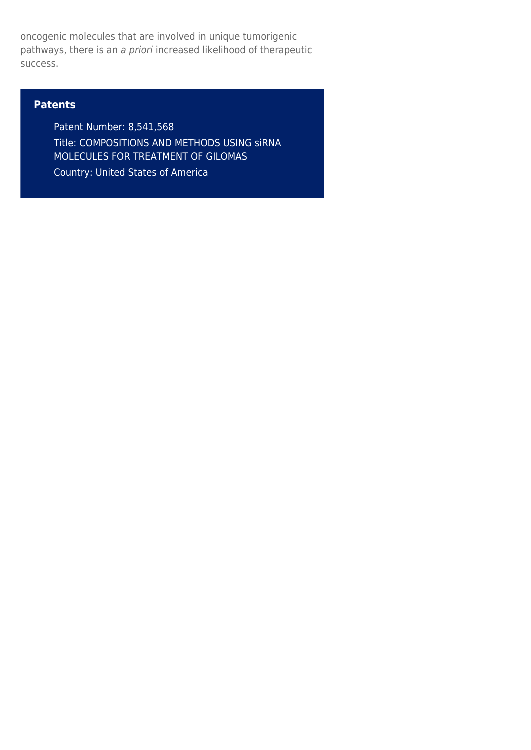oncogenic molecules that are involved in unique tumorigenic pathways, there is an *a priori* increased likelihood of therapeutic success.

## Patents

Patent Number: 8,541,568

Title: COMPOSITIONS AND METHODS USING siRNA MOLECULES FOR TREATMENT OF GILOMAS

Country: United States of America